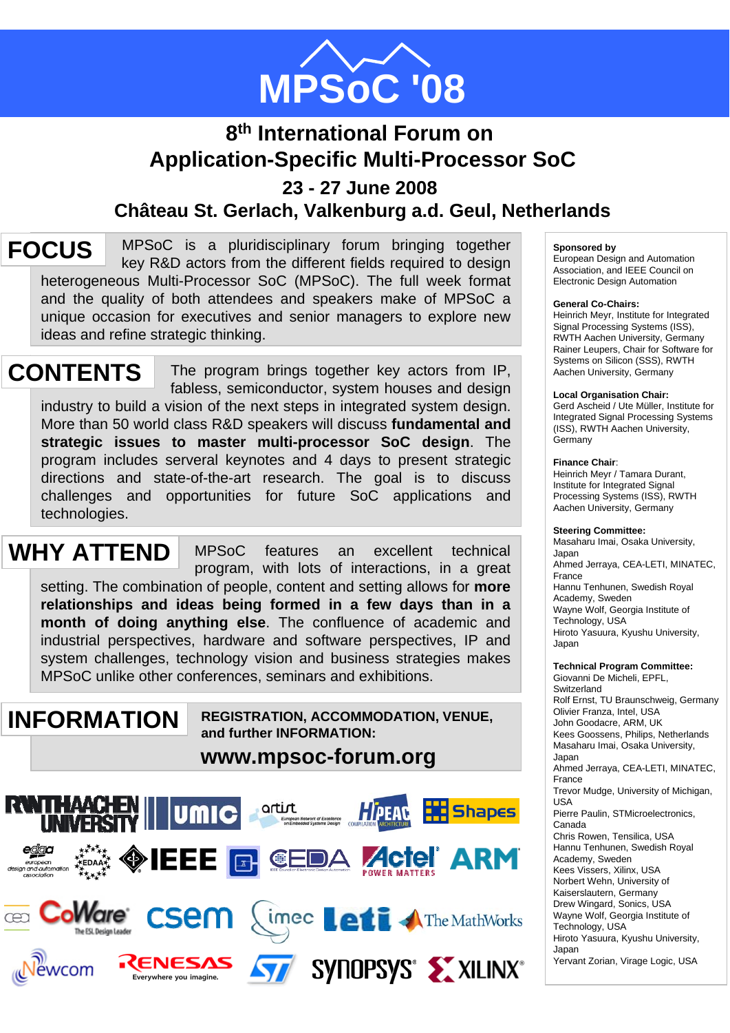# MPSoC '08

## 8th International Forum on Application-Specific Multi-Processor SoC

## 23 - 27 June 2008

## Château St. Gerlach, Valkenburg a.d. Geul, Netherlands

### FOCUS

MPSoC is a pluridisciplinary forum bringing together key R&D actors from the different fields required to design heterogeneous Multi-Processor SoC (MPSoC). The full week format and the quality of both attendees and speakers make of MPSoC a unique occasion for executives and senior managers to explore new ideas and refine strategic thinking.

### CONTENTS

The program brings together key actors from IP, fabless, semiconductor, system houses and design industry to build a vision of the next steps in integrated system design. More than 50 world class R&D speakers will discuss **fundamental and strategic issues to master multi-processor SoC design**. The program includes serveral keynotes and 4 days to present strategic directions and state-of-the-art research. The goal is to discuss challenges and opportunities for future SoC applications and technologies.

### WHY ATTEND

MPSoC features an excellent technical program, with lots of interactions, in a great setting. The combination of people, content and setting allows for **more relationships and ideas being formed in a few days than in a month of doing anything else**. The confluence of academic and industrial perspectives, hardware and software perspectives, IP and system challenges, technology vision and business strategies makes MPSoC unlike other conferences, seminars and exhibitions.

### INFORMATION

**REGISTRATION, ACCOMMODATION, VENUE, and further INFORMATION:**

**www.mpsoc-forum.org**

RWTH Aachen University, UMIC, artist European Network of Excellence on Embedded Systems Design, HiPEAC, Shapes, edaa european design and automation association, EDAA, IEEE, CEDA, Actel Power Matters, ARM, cea, CoWare The ESL Design Leader, csem, imec, Leti, The MathWorks, Newcom, Renesas Everywhere you imagine., ST, Synopsys, Xilinx

**Sponsored by**
European Design and Automation Association, and IEEE Council on Electronic Design Automation

**General Co-Chairs:**
Heinrich Meyr, Institute for Integrated Signal Processing Systems (ISS), RWTH Aachen University, Germany
Rainer Leupers, Chair for Software for Systems on Silicon (SSS), RWTH Aachen University, Germany

**Local Organisation Chair:**
Gerd Ascheid / Ute Müller, Institute for Integrated Signal Processing Systems (ISS), RWTH Aachen University, Germany

**Finance Chair**:
Heinrich Meyr / Tamara Durant, Institute for Integrated Signal Processing Systems (ISS), RWTH Aachen University, Germany

**Steering Committee:**
Masaharu Imai, Osaka University, Japan
Ahmed Jerraya, CEA-LETI, MINATEC, France
Hannu Tenhunen, Swedish Royal Academy, Sweden
Wayne Wolf, Georgia Institute of Technology, USA
Hiroto Yasuura, Kyushu University, Japan

**Technical Program Committee:**
Giovanni De Micheli, EPFL, Switzerland
Rolf Ernst, TU Braunschweig, Germany
Olivier Franza, Intel, USA
John Goodacre, ARM, UK
Kees Goossens, Philips, Netherlands
Masaharu Imai, Osaka University, Japan
Ahmed Jerraya, CEA-LETI, MINATEC, France
Trevor Mudge, University of Michigan, USA
Pierre Paulin, STMicroelectronics, Canada
Chris Rowen, Tensilica, USA
Hannu Tenhunen, Swedish Royal Academy, Sweden
Kees Vissers, Xilinx, USA
Norbert Wehn, University of Kaiserslautern, Germany
Drew Wingard, Sonics, USA
Wayne Wolf, Georgia Institute of Technology, USA
Hiroto Yasuura, Kyushu University, Japan
Yervant Zorian, Virage Logic, USA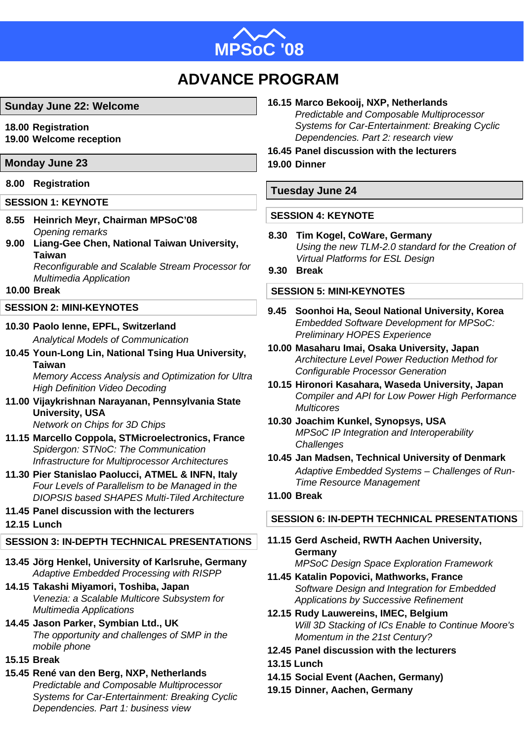# MPSoC '08

# ADVANCE PROGRAM

## Sunday June 22: Welcome

**18.00 Registration**
**19.00 Welcome reception**

## Monday June 23

**8.00 Registration**

### SESSION 1: KEYNOTE

**8.55 Heinrich Meyr, Chairman MPSoC'08**
*Opening remarks*

**9.00 Liang-Gee Chen, National Taiwan University, Taiwan**
*Reconfigurable and Scalable Stream Processor for Multimedia Application*

**10.00 Break**

### SESSION 2: MINI-KEYNOTES

**10.30 Paolo Ienne, EPFL, Switzerland**
*Analytical Models of Communication*

**10.45 Youn-Long Lin, National Tsing Hua University, Taiwan**
*Memory Access Analysis and Optimization for Ultra High Definition Video Decoding*

**11.00 Vijaykrishnan Narayanan, Pennsylvania State University, USA**
*Network on Chips for 3D Chips*

**11.15 Marcello Coppola, STMicroelectronics, France**
*Spidergon: STNoC: The Communication Infrastructure for Multiprocessor Architectures*

**11.30 Pier Stanislao Paolucci, ATMEL & INFN, Italy**
*Four Levels of Parallelism to be Managed in the DIOPSIS based SHAPES Multi-Tiled Architecture*

**11.45 Panel discussion with the lecturers**

**12.15 Lunch**

### SESSION 3: IN-DEPTH TECHNICAL PRESENTATIONS

**13.45 Jörg Henkel, University of Karlsruhe, Germany**
*Adaptive Embedded Processing with RISPP*

**14.15 Takashi Miyamori, Toshiba, Japan**
*Venezia: a Scalable Multicore Subsystem for Multimedia Applications*

**14.45 Jason Parker, Symbian Ltd., UK**
*The opportunity and challenges of SMP in the mobile phone*

**15.15 Break**

**15.45 René van den Berg, NXP, Netherlands**
*Predictable and Composable Multiprocessor Systems for Car-Entertainment: Breaking Cyclic Dependencies. Part 1: business view*

**16.15 Marco Bekooij, NXP, Netherlands**
*Predictable and Composable Multiprocessor Systems for Car-Entertainment: Breaking Cyclic Dependencies. Part 2: research view*

**16.45 Panel discussion with the lecturers**

**19.00 Dinner**

## Tuesday June 24

### SESSION 4: KEYNOTE

**8.30 Tim Kogel, CoWare, Germany**
*Using the new TLM-2.0 standard for the Creation of Virtual Platforms for ESL Design*

**9.30 Break**

### SESSION 5: MINI-KEYNOTES

**9.45 Soonhoi Ha, Seoul National University, Korea**
*Embedded Software Development for MPSoC: Preliminary HOPES Experience*

**10.00 Masaharu Imai, Osaka University, Japan**
*Architecture Level Power Reduction Method for Configurable Processor Generation*

**10.15 Hironori Kasahara, Waseda University, Japan**
*Compiler and API for Low Power High Performance Multicores*

**10.30 Joachim Kunkel, Synopsys, USA**
*MPSoC IP Integration and Interoperability Challenges*

**10.45 Jan Madsen, Technical University of Denmark**
*Adaptive Embedded Systems – Challenges of Run-Time Resource Management*

**11.00 Break**

### SESSION 6: IN-DEPTH TECHNICAL PRESENTATIONS

**11.15 Gerd Ascheid, RWTH Aachen University, Germany**
*MPSoC Design Space Exploration Framework*

**11.45 Katalin Popovici, Mathworks, France**
*Software Design and Integration for Embedded Applications by Successive Refinement*

**12.15 Rudy Lauwereins, IMEC, Belgium**
*Will 3D Stacking of ICs Enable to Continue Moore's Momentum in the 21st Century?*

**12.45 Panel discussion with the lecturers**

**13.15 Lunch**

**14.15 Social Event (Aachen, Germany)**

**19.15 Dinner, Aachen, Germany**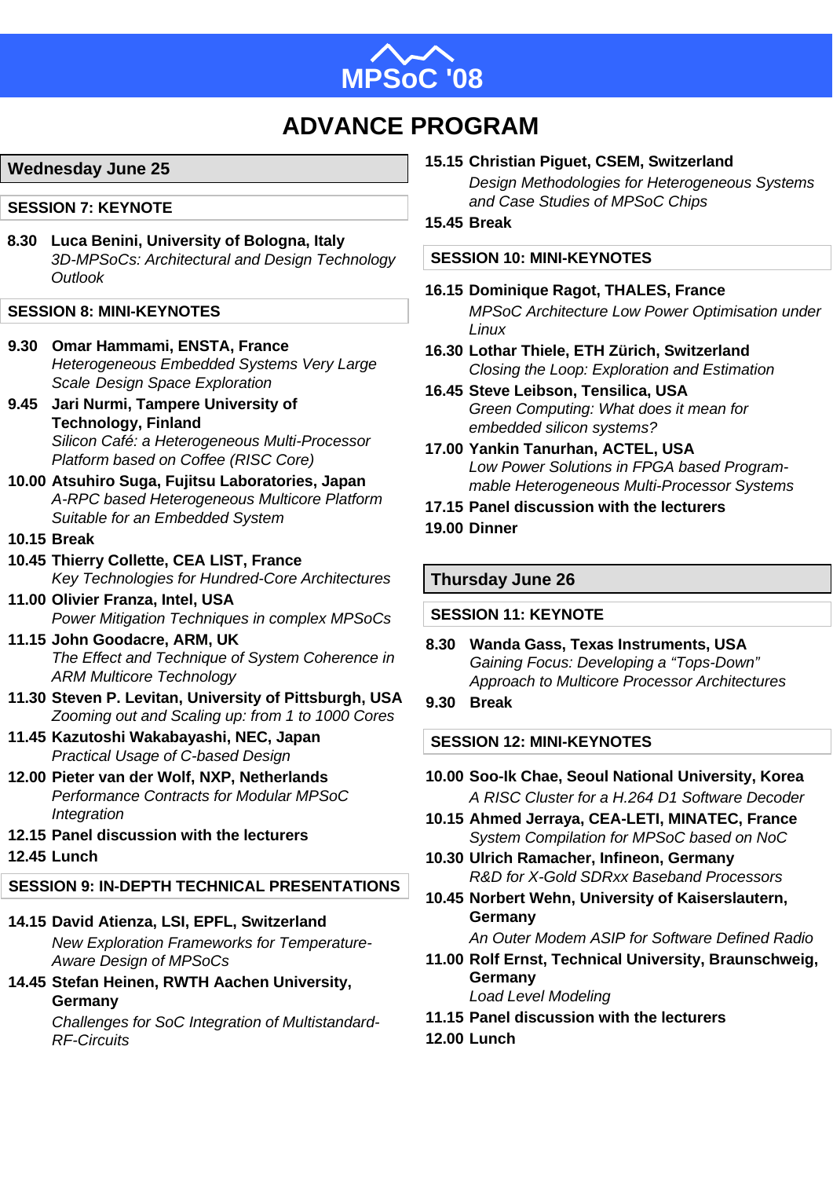# MPSoC '08

## ADVANCE PROGRAM

## Wednesday June 25

### SESSION 7: KEYNOTE

**8.30 Luca Benini, University of Bologna, Italy**
*3D-MPSoCs: Architectural and Design Technology Outlook*

### SESSION 8: MINI-KEYNOTES

**9.30 Omar Hammami, ENSTA, France**
*Heterogeneous Embedded Systems Very Large Scale Design Space Exploration*

**9.45 Jari Nurmi, Tampere University of Technology, Finland**
*Silicon Café: a Heterogeneous Multi-Processor Platform based on Coffee (RISC Core)*

**10.00 Atsuhiro Suga, Fujitsu Laboratories, Japan**
*A-RPC based Heterogeneous Multicore Platform Suitable for an Embedded System*

**10.15 Break**

**10.45 Thierry Collette, CEA LIST, France**
*Key Technologies for Hundred-Core Architectures*

**11.00 Olivier Franza, Intel, USA**
*Power Mitigation Techniques in complex MPSoCs*

**11.15 John Goodacre, ARM, UK**
*The Effect and Technique of System Coherence in ARM Multicore Technology*

**11.30 Steven P. Levitan, University of Pittsburgh, USA**
*Zooming out and Scaling up: from 1 to 1000 Cores*

**11.45 Kazutoshi Wakabayashi, NEC, Japan**
*Practical Usage of C-based Design*

**12.00 Pieter van der Wolf, NXP, Netherlands**
*Performance Contracts for Modular MPSoC Integration*

**12.15 Panel discussion with the lecturers**

**12.45 Lunch**

### SESSION 9: IN-DEPTH TECHNICAL PRESENTATIONS

**14.15 David Atienza, LSI, EPFL, Switzerland**
*New Exploration Frameworks for Temperature-Aware Design of MPSoCs*

**14.45 Stefan Heinen, RWTH Aachen University, Germany**
*Challenges for SoC Integration of Multistandard-RF-Circuits*

**15.15 Christian Piguet, CSEM, Switzerland**
*Design Methodologies for Heterogeneous Systems and Case Studies of MPSoC Chips*

**15.45 Break**

### SESSION 10: MINI-KEYNOTES

**16.15 Dominique Ragot, THALES, France**
*MPSoC Architecture Low Power Optimisation under Linux*

**16.30 Lothar Thiele, ETH Zürich, Switzerland**
*Closing the Loop: Exploration and Estimation*

**16.45 Steve Leibson, Tensilica, USA**
*Green Computing: What does it mean for embedded silicon systems?*

**17.00 Yankin Tanurhan, ACTEL, USA**
*Low Power Solutions in FPGA based Programmable Heterogeneous Multi-Processor Systems*

**17.15 Panel discussion with the lecturers**

**19.00 Dinner**

## Thursday June 26

### SESSION 11: KEYNOTE

**8.30 Wanda Gass, Texas Instruments, USA**
*Gaining Focus: Developing a "Tops-Down" Approach to Multicore Processor Architectures*

**9.30 Break**

### SESSION 12: MINI-KEYNOTES

**10.00 Soo-Ik Chae, Seoul National University, Korea**
*A RISC Cluster for a H.264 D1 Software Decoder*

**10.15 Ahmed Jerraya, CEA-LETI, MINATEC, France**
*System Compilation for MPSoC based on NoC*

**10.30 Ulrich Ramacher, Infineon, Germany**
*R&D for X-Gold SDRxx Baseband Processors*

**10.45 Norbert Wehn, University of Kaiserslautern, Germany**
*An Outer Modem ASIP for Software Defined Radio*

**11.00 Rolf Ernst, Technical University, Braunschweig, Germany**
*Load Level Modeling*

**11.15 Panel discussion with the lecturers**

**12.00 Lunch**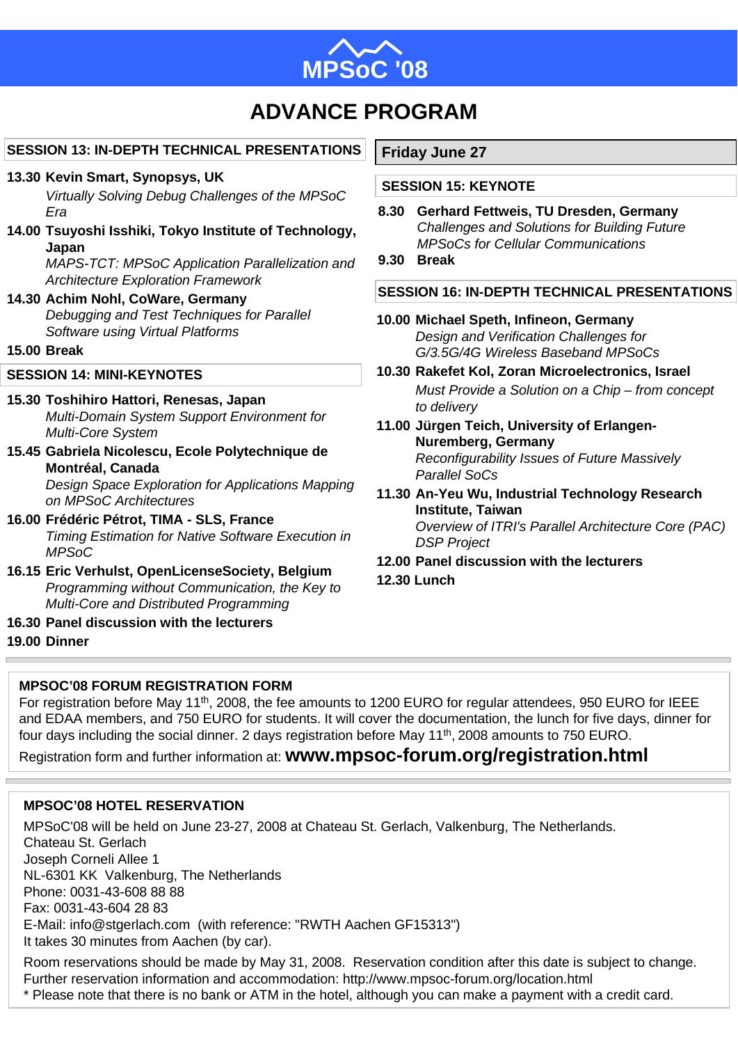# MPSoC '08

## ADVANCE PROGRAM

### SESSION 13: IN-DEPTH TECHNICAL PRESENTATIONS

**13.30 Kevin Smart, Synopsys, UK**
*Virtually Solving Debug Challenges of the MPSoC Era*

**14.00 Tsuyoshi Isshiki, Tokyo Institute of Technology, Japan**
*MAPS-TCT: MPSoC Application Parallelization and Architecture Exploration Framework*

**14.30 Achim Nohl, CoWare, Germany**
*Debugging and Test Techniques for Parallel Software using Virtual Platforms*

**15.00 Break**

### SESSION 14: MINI-KEYNOTES

**15.30 Toshihiro Hattori, Renesas, Japan**
*Multi-Domain System Support Environment for Multi-Core System*

**15.45 Gabriela Nicolescu, Ecole Polytechnique de Montréal, Canada**
*Design Space Exploration for Applications Mapping on MPSoC Architectures*

**16.00 Frédéric Pétrot, TIMA - SLS, France**
*Timing Estimation for Native Software Execution in MPSoC*

**16.15 Eric Verhulst, OpenLicenseSociety, Belgium**
*Programming without Communication, the Key to Multi-Core and Distributed Programming*

**16.30 Panel discussion with the lecturers**

**19.00 Dinner**

## Friday June 27

### SESSION 15: KEYNOTE

**8.30 Gerhard Fettweis, TU Dresden, Germany**
*Challenges and Solutions for Building Future MPSoCs for Cellular Communications*

**9.30 Break**

### SESSION 16: IN-DEPTH TECHNICAL PRESENTATIONS

**10.00 Michael Speth, Infineon, Germany**
*Design and Verification Challenges for G/3.5G/4G Wireless Baseband MPSoCs*

**10.30 Rakefet Kol, Zoran Microelectronics, Israel**
*Must Provide a Solution on a Chip – from concept to delivery*

**11.00 Jürgen Teich, University of Erlangen-Nuremberg, Germany**
*Reconfigurability Issues of Future Massively Parallel SoCs*

**11.30 An-Yeu Wu, Industrial Technology Research Institute, Taiwan**
*Overview of ITRI's Parallel Architecture Core (PAC) DSP Project*

**12.00 Panel discussion with the lecturers**

**12.30 Lunch**

---

**MPSOC'08 FORUM REGISTRATION FORM**

For registration before May 11th, 2008, the fee amounts to 1200 EURO for regular attendees, 950 EURO for IEEE and EDAA members, and 750 EURO for students. It will cover the documentation, the lunch for five days, dinner for four days including the social dinner. 2 days registration before May 11th, 2008 amounts to 750 EURO.

Registration form and further information at: **www.mpsoc-forum.org/registration.html**

---

**MPSOC'08 HOTEL RESERVATION**

MPSoC'08 will be held on June 23-27, 2008 at Chateau St. Gerlach, Valkenburg, The Netherlands.
Chateau St. Gerlach
Joseph Corneli Allee 1
NL-6301 KK Valkenburg, The Netherlands
Phone: 0031-43-608 88 88
Fax: 0031-43-604 28 83
E-Mail: info@stgerlach.com (with reference: "RWTH Aachen GF15313")
It takes 30 minutes from Aachen (by car).

Room reservations should be made by May 31, 2008. Reservation condition after this date is subject to change.
Further reservation information and accommodation: http://www.mpsoc-forum.org/location.html
* Please note that there is no bank or ATM in the hotel, although you can make a payment with a credit card.